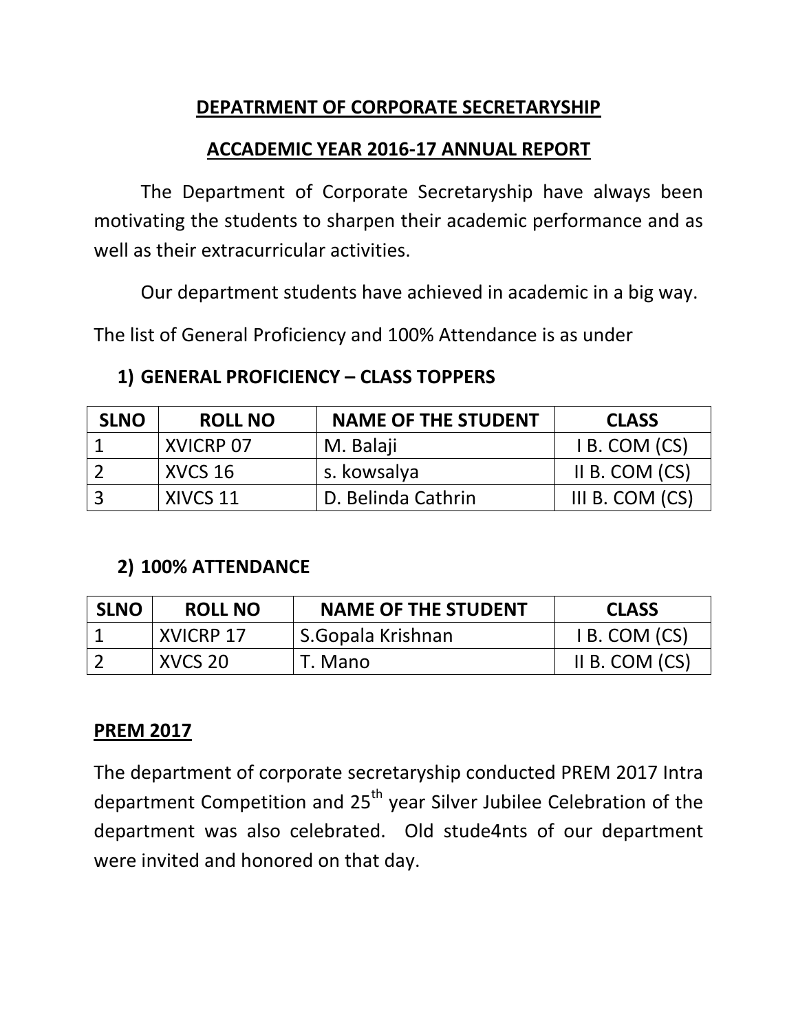# DEPATRMENT OF CORPORATE SECRETARYSHIP

## ACCADEMIC YEAR 2016-17 ANNUAL REPORT

The Department of Corporate Secretaryship have always been motivating the students to sharpen their academic performance and as well as their extracurricular activities.

Our department students have achieved in academic in a big way.

The list of General Proficiency and 100% Attendance is as under

### 1) GENERAL PROFICIENCY – CLASS TOPPERS

| SLNO | ROLL NO | NAME OF THE STUDENT | CLASS |
|---|---|---|---|
| 1 | XVICRP 07 | M. Balaji | I B. COM (CS) |
| 2 | XVCS 16 | s. kowsalya | II B. COM (CS) |
| 3 | XIVCS 11 | D. Belinda Cathrin | III B. COM (CS) |

### 2) 100% ATTENDANCE

| SLNO | ROLL NO | NAME OF THE STUDENT | CLASS |
|---|---|---|---|
| 1 | XVICRP 17 | S.Gopala Krishnan | I B. COM (CS) |
| 2 | XVCS 20 | T. Mano | II B. COM (CS) |

## PREM 2017

The department of corporate secretaryship conducted PREM 2017 Intra department Competition and 25th year Silver Jubilee Celebration of the department was also celebrated. Old stude4nts of our department were invited and honored on that day.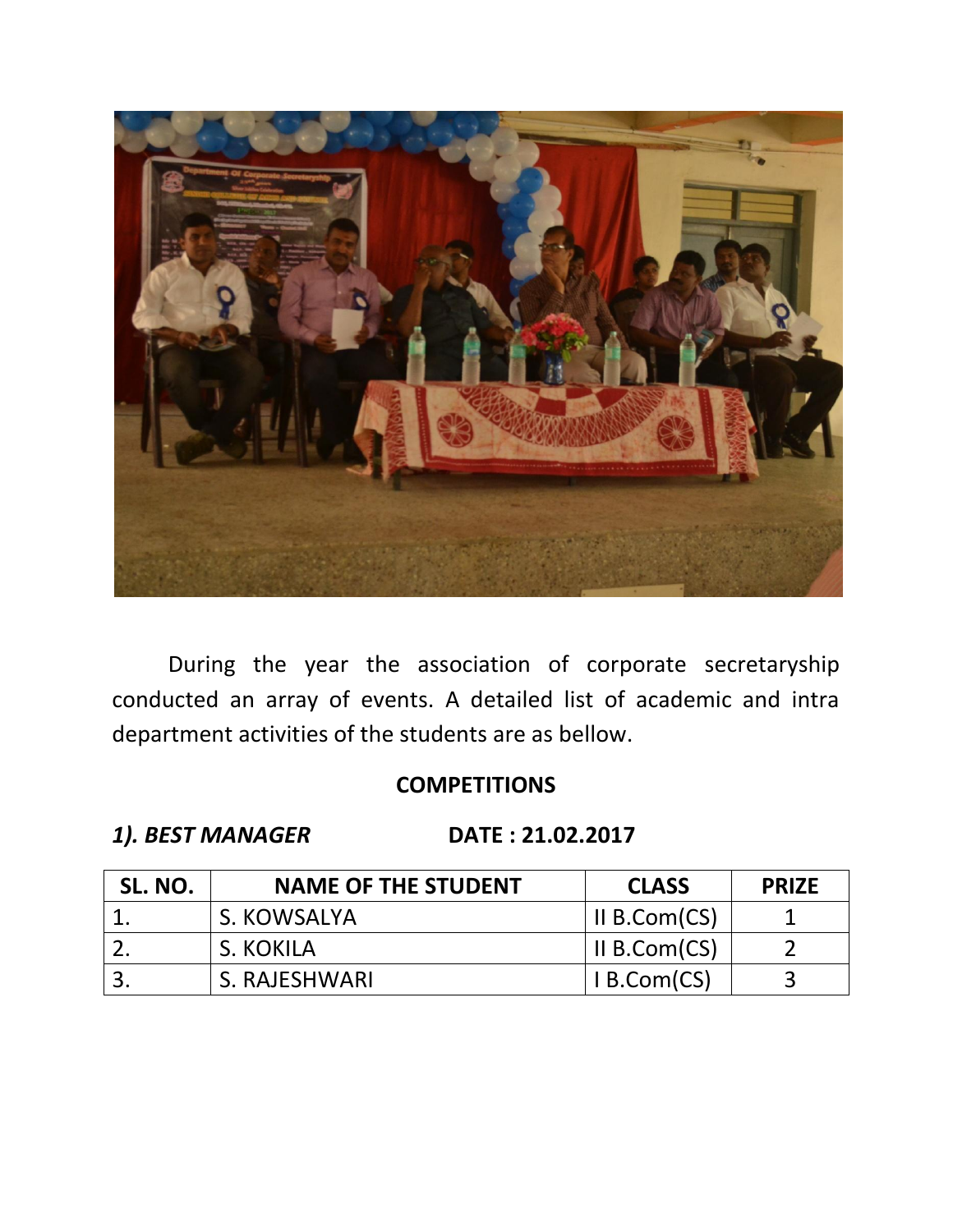During the year the association of corporate secretaryship conducted an array of events. A detailed list of academic and intra department activities of the students are as bellow.

## COMPETITIONS

***1). BEST MANAGER*** **DATE : 21.02.2017**

| SL. NO. | NAME OF THE STUDENT | CLASS | PRIZE |
|---|---|---|---|
| 1. | S. KOWSALYA | II B.Com(CS) | 1 |
| 2. | S. KOKILA | II B.Com(CS) | 2 |
| 3. | S. RAJESHWARI | I B.Com(CS) | 3 |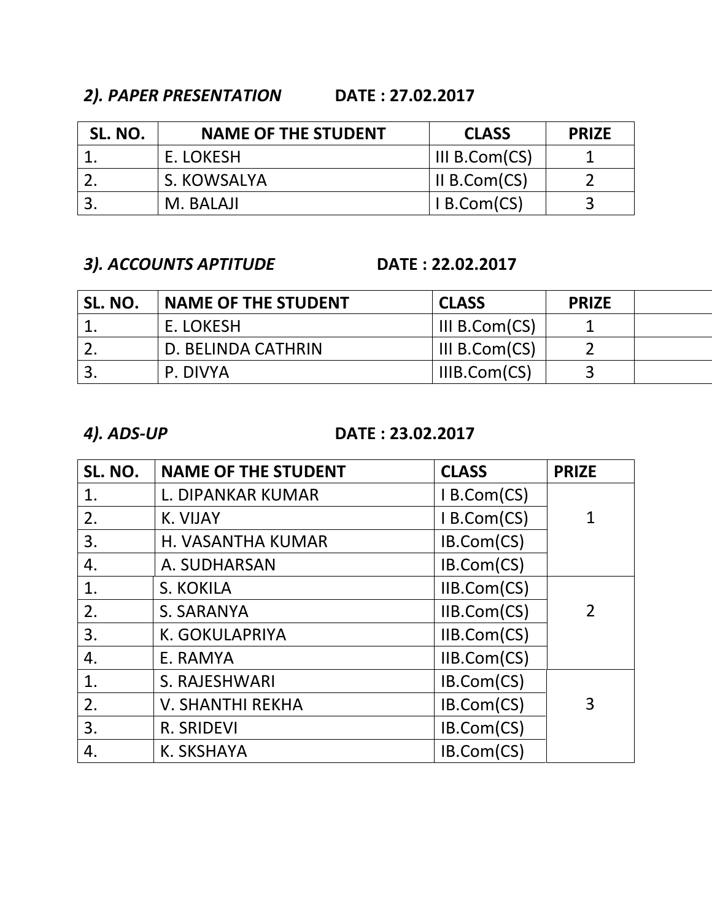### *2). PAPER PRESENTATION* DATE : 27.02.2017

| SL. NO. | NAME OF THE STUDENT | CLASS | PRIZE |
|---|---|---|---|
| 1. | E. LOKESH | III B.Com(CS) | 1 |
| 2. | S. KOWSALYA | II B.Com(CS) | 2 |
| 3. | M. BALAJI | I B.Com(CS) | 3 |

### *3). ACCOUNTS APTITUDE* DATE : 22.02.2017

| SL. NO. | NAME OF THE STUDENT | CLASS | PRIZE | |
|---|---|---|---|---|
| 1. | E. LOKESH | III B.Com(CS) | 1 | |
| 2. | D. BELINDA CATHRIN | III B.Com(CS) | 2 | |
| 3. | P. DIVYA | IIIB.Com(CS) | 3 | |

### *4). ADS-UP* DATE : 23.02.2017

| SL. NO. | NAME OF THE STUDENT | CLASS | PRIZE |
|---|---|---|---|
| 1. | L. DIPANKAR KUMAR | I B.Com(CS) | 1 |
| 2. | K. VIJAY | I B.Com(CS) | |
| 3. | H. VASANTHA KUMAR | IB.Com(CS) | |
| 4. | A. SUDHARSAN | IB.Com(CS) | |
| 1. | S. KOKILA | IIB.Com(CS) | 2 |
| 2. | S. SARANYA | IIB.Com(CS) | |
| 3. | K. GOKULAPRIYA | IIB.Com(CS) | |
| 4. | E. RAMYA | IIB.Com(CS) | |
| 1. | S. RAJESHWARI | IB.Com(CS) | 3 |
| 2. | V. SHANTHI REKHA | IB.Com(CS) | |
| 3. | R. SRIDEVI | IB.Com(CS) | |
| 4. | K. SKSHAYA | IB.Com(CS) | |